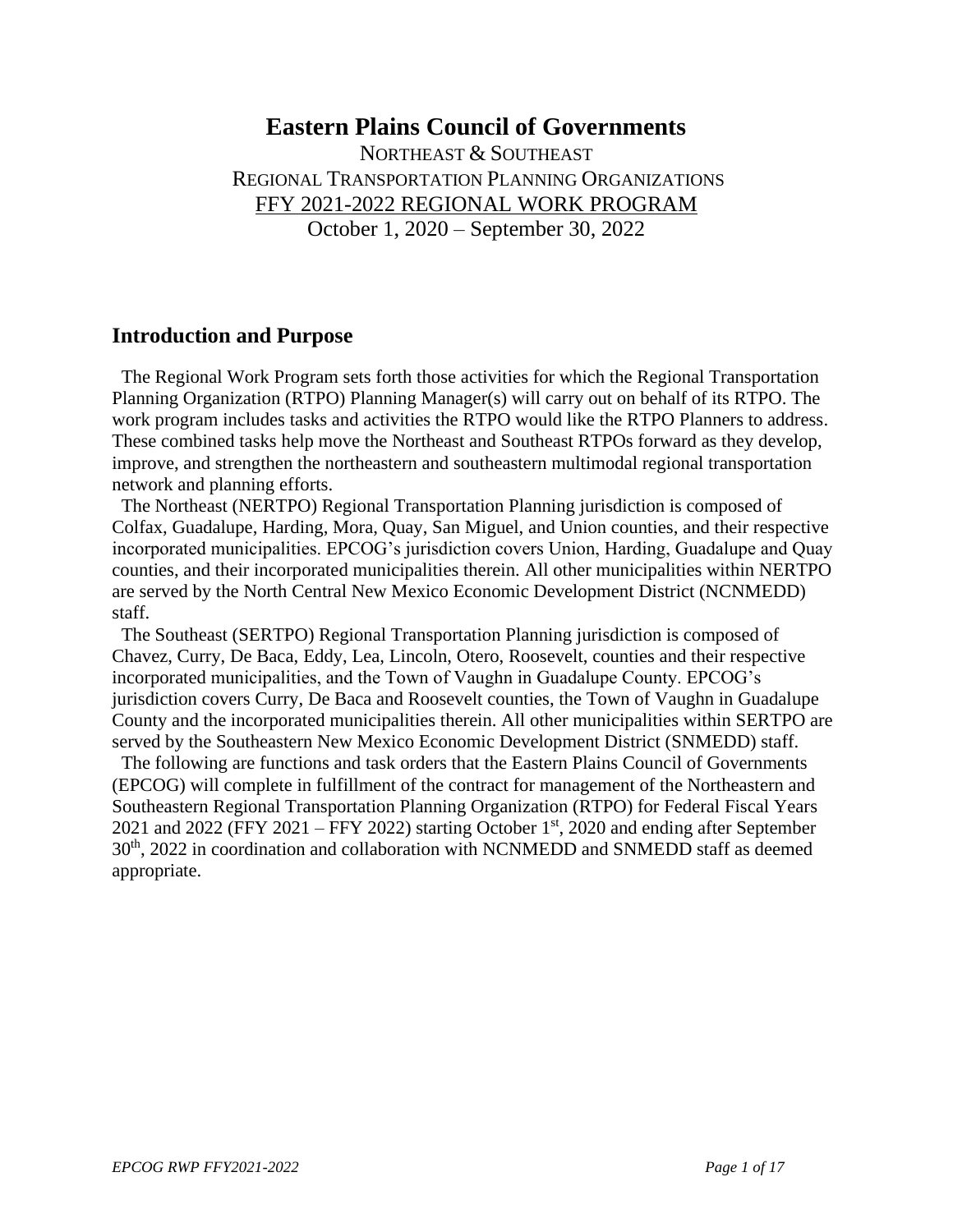# Eastern Plains Council of Governments

NORTHEAST & SOUTHEAST
REGIONAL TRANSPORTATION PLANNING ORGANIZATIONS
FFY 2021-2022 REGIONAL WORK PROGRAM
October 1, 2020 – September 30, 2022

## Introduction and Purpose

The Regional Work Program sets forth those activities for which the Regional Transportation Planning Organization (RTPO) Planning Manager(s) will carry out on behalf of its RTPO. The work program includes tasks and activities the RTPO would like the RTPO Planners to address. These combined tasks help move the Northeast and Southeast RTPOs forward as they develop, improve, and strengthen the northeastern and southeastern multimodal regional transportation network and planning efforts.

The Northeast (NERTPO) Regional Transportation Planning jurisdiction is composed of Colfax, Guadalupe, Harding, Mora, Quay, San Miguel, and Union counties, and their respective incorporated municipalities. EPCOG's jurisdiction covers Union, Harding, Guadalupe and Quay counties, and their incorporated municipalities therein. All other municipalities within NERTPO are served by the North Central New Mexico Economic Development District (NCNMEDD) staff.

The Southeast (SERTPO) Regional Transportation Planning jurisdiction is composed of Chavez, Curry, De Baca, Eddy, Lea, Lincoln, Otero, Roosevelt, counties and their respective incorporated municipalities, and the Town of Vaughn in Guadalupe County. EPCOG's jurisdiction covers Curry, De Baca and Roosevelt counties, the Town of Vaughn in Guadalupe County and the incorporated municipalities therein. All other municipalities within SERTPO are served by the Southeastern New Mexico Economic Development District (SNMEDD) staff.

The following are functions and task orders that the Eastern Plains Council of Governments (EPCOG) will complete in fulfillment of the contract for management of the Northeastern and Southeastern Regional Transportation Planning Organization (RTPO) for Federal Fiscal Years 2021 and 2022 (FFY 2021 – FFY 2022) starting October 1st, 2020 and ending after September 30th, 2022 in coordination and collaboration with NCNMEDD and SNMEDD staff as deemed appropriate.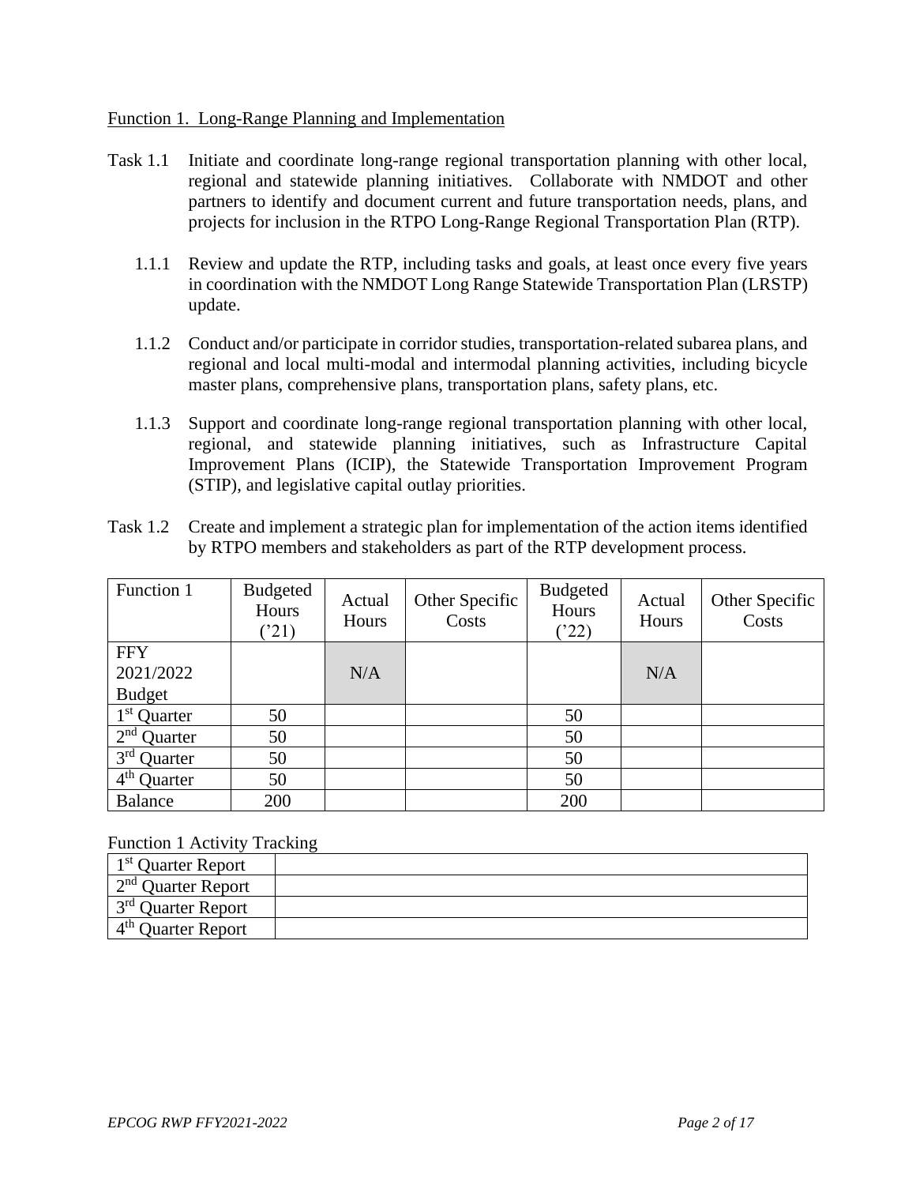Function 1. Long-Range Planning and Implementation

Task 1.1 Initiate and coordinate long-range regional transportation planning with other local, regional and statewide planning initiatives. Collaborate with NMDOT and other partners to identify and document current and future transportation needs, plans, and projects for inclusion in the RTPO Long-Range Regional Transportation Plan (RTP).

1.1.1 Review and update the RTP, including tasks and goals, at least once every five years in coordination with the NMDOT Long Range Statewide Transportation Plan (LRSTP) update.

1.1.2 Conduct and/or participate in corridor studies, transportation-related subarea plans, and regional and local multi-modal and intermodal planning activities, including bicycle master plans, comprehensive plans, transportation plans, safety plans, etc.

1.1.3 Support and coordinate long-range regional transportation planning with other local, regional, and statewide planning initiatives, such as Infrastructure Capital Improvement Plans (ICIP), the Statewide Transportation Improvement Program (STIP), and legislative capital outlay priorities.

Task 1.2 Create and implement a strategic plan for implementation of the action items identified by RTPO members and stakeholders as part of the RTP development process.

| Function 1 | Budgeted Hours ('21) | Actual Hours | Other Specific Costs | Budgeted Hours ('22) | Actual Hours | Other Specific Costs |
|---|---|---|---|---|---|---|
| FFY 2021/2022 Budget | | N/A | | | N/A | |
| 1st Quarter | 50 | | | 50 | | |
| 2nd Quarter | 50 | | | 50 | | |
| 3rd Quarter | 50 | | | 50 | | |
| 4th Quarter | 50 | | | 50 | | |
| Balance | 200 | | | 200 | | |

Function 1 Activity Tracking

| | |
|---|---|
| 1st Quarter Report | |
| 2nd Quarter Report | |
| 3rd Quarter Report | |
| 4th Quarter Report | |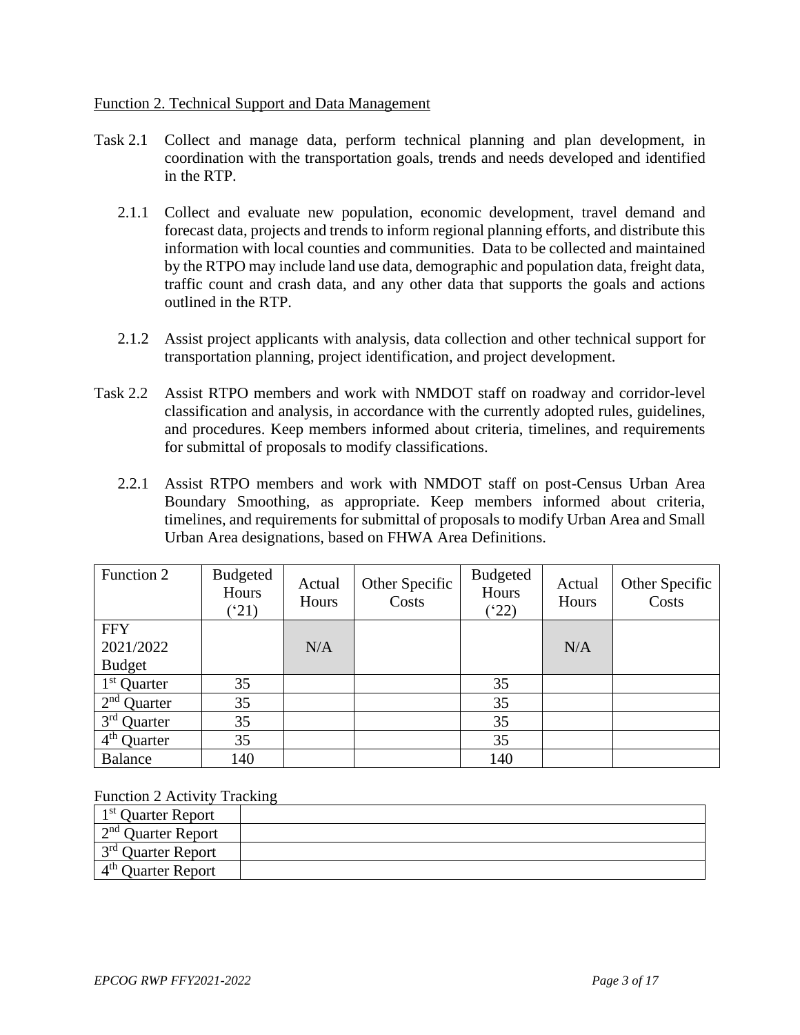Function 2. Technical Support and Data Management

Task 2.1 Collect and manage data, perform technical planning and plan development, in coordination with the transportation goals, trends and needs developed and identified in the RTP.

2.1.1 Collect and evaluate new population, economic development, travel demand and forecast data, projects and trends to inform regional planning efforts, and distribute this information with local counties and communities. Data to be collected and maintained by the RTPO may include land use data, demographic and population data, freight data, traffic count and crash data, and any other data that supports the goals and actions outlined in the RTP.

2.1.2 Assist project applicants with analysis, data collection and other technical support for transportation planning, project identification, and project development.

Task 2.2 Assist RTPO members and work with NMDOT staff on roadway and corridor-level classification and analysis, in accordance with the currently adopted rules, guidelines, and procedures. Keep members informed about criteria, timelines, and requirements for submittal of proposals to modify classifications.

2.2.1 Assist RTPO members and work with NMDOT staff on post-Census Urban Area Boundary Smoothing, as appropriate. Keep members informed about criteria, timelines, and requirements for submittal of proposals to modify Urban Area and Small Urban Area designations, based on FHWA Area Definitions.

| Function 2 | Budgeted Hours ('21) | Actual Hours | Other Specific Costs | Budgeted Hours ('22) | Actual Hours | Other Specific Costs |
|---|---|---|---|---|---|---|
| FFY 2021/2022 Budget | | N/A | | | N/A | |
| 1st Quarter | 35 | | | 35 | | |
| 2nd Quarter | 35 | | | 35 | | |
| 3rd Quarter | 35 | | | 35 | | |
| 4th Quarter | 35 | | | 35 | | |
| Balance | 140 | | | 140 | | |

Function 2 Activity Tracking

| | |
|---|---|
| 1st Quarter Report | |
| 2nd Quarter Report | |
| 3rd Quarter Report | |
| 4th Quarter Report | |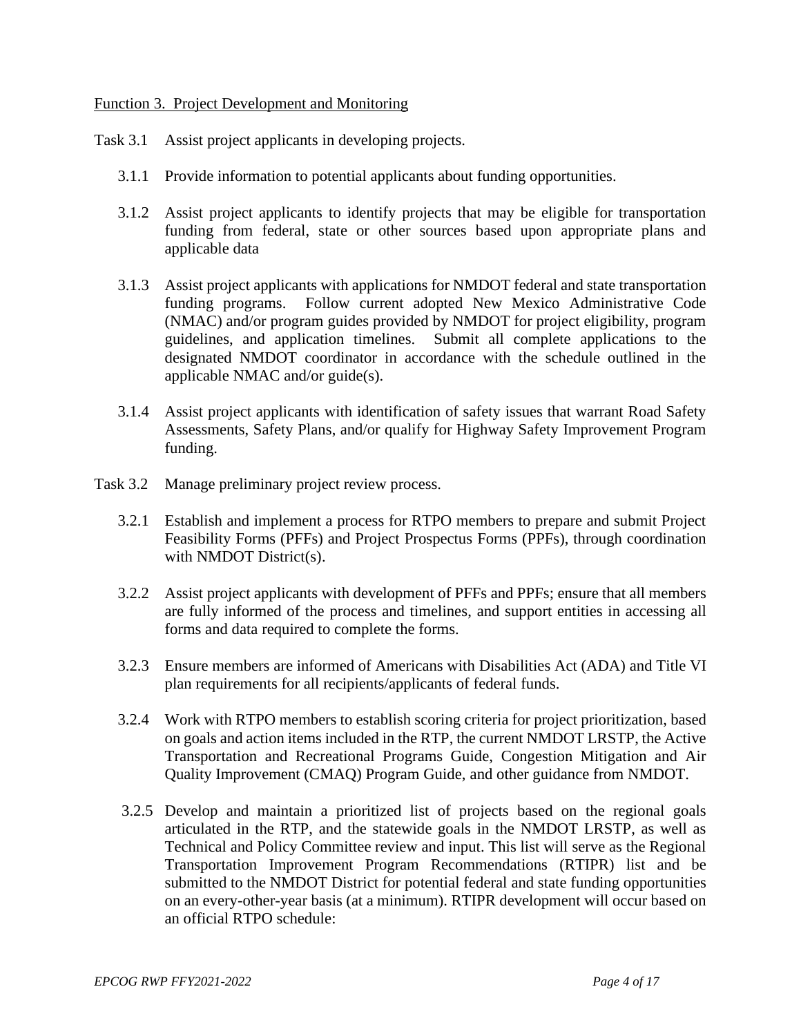Function 3. Project Development and Monitoring

Task 3.1 Assist project applicants in developing projects.

3.1.1 Provide information to potential applicants about funding opportunities.

3.1.2 Assist project applicants to identify projects that may be eligible for transportation funding from federal, state or other sources based upon appropriate plans and applicable data

3.1.3 Assist project applicants with applications for NMDOT federal and state transportation funding programs. Follow current adopted New Mexico Administrative Code (NMAC) and/or program guides provided by NMDOT for project eligibility, program guidelines, and application timelines. Submit all complete applications to the designated NMDOT coordinator in accordance with the schedule outlined in the applicable NMAC and/or guide(s).

3.1.4 Assist project applicants with identification of safety issues that warrant Road Safety Assessments, Safety Plans, and/or qualify for Highway Safety Improvement Program funding.

Task 3.2 Manage preliminary project review process.

3.2.1 Establish and implement a process for RTPO members to prepare and submit Project Feasibility Forms (PFFs) and Project Prospectus Forms (PPFs), through coordination with NMDOT District(s).

3.2.2 Assist project applicants with development of PFFs and PPFs; ensure that all members are fully informed of the process and timelines, and support entities in accessing all forms and data required to complete the forms.

3.2.3 Ensure members are informed of Americans with Disabilities Act (ADA) and Title VI plan requirements for all recipients/applicants of federal funds.

3.2.4 Work with RTPO members to establish scoring criteria for project prioritization, based on goals and action items included in the RTP, the current NMDOT LRSTP, the Active Transportation and Recreational Programs Guide, Congestion Mitigation and Air Quality Improvement (CMAQ) Program Guide, and other guidance from NMDOT.

3.2.5 Develop and maintain a prioritized list of projects based on the regional goals articulated in the RTP, and the statewide goals in the NMDOT LRSTP, as well as Technical and Policy Committee review and input. This list will serve as the Regional Transportation Improvement Program Recommendations (RTIPR) list and be submitted to the NMDOT District for potential federal and state funding opportunities on an every-other-year basis (at a minimum). RTIPR development will occur based on an official RTPO schedule: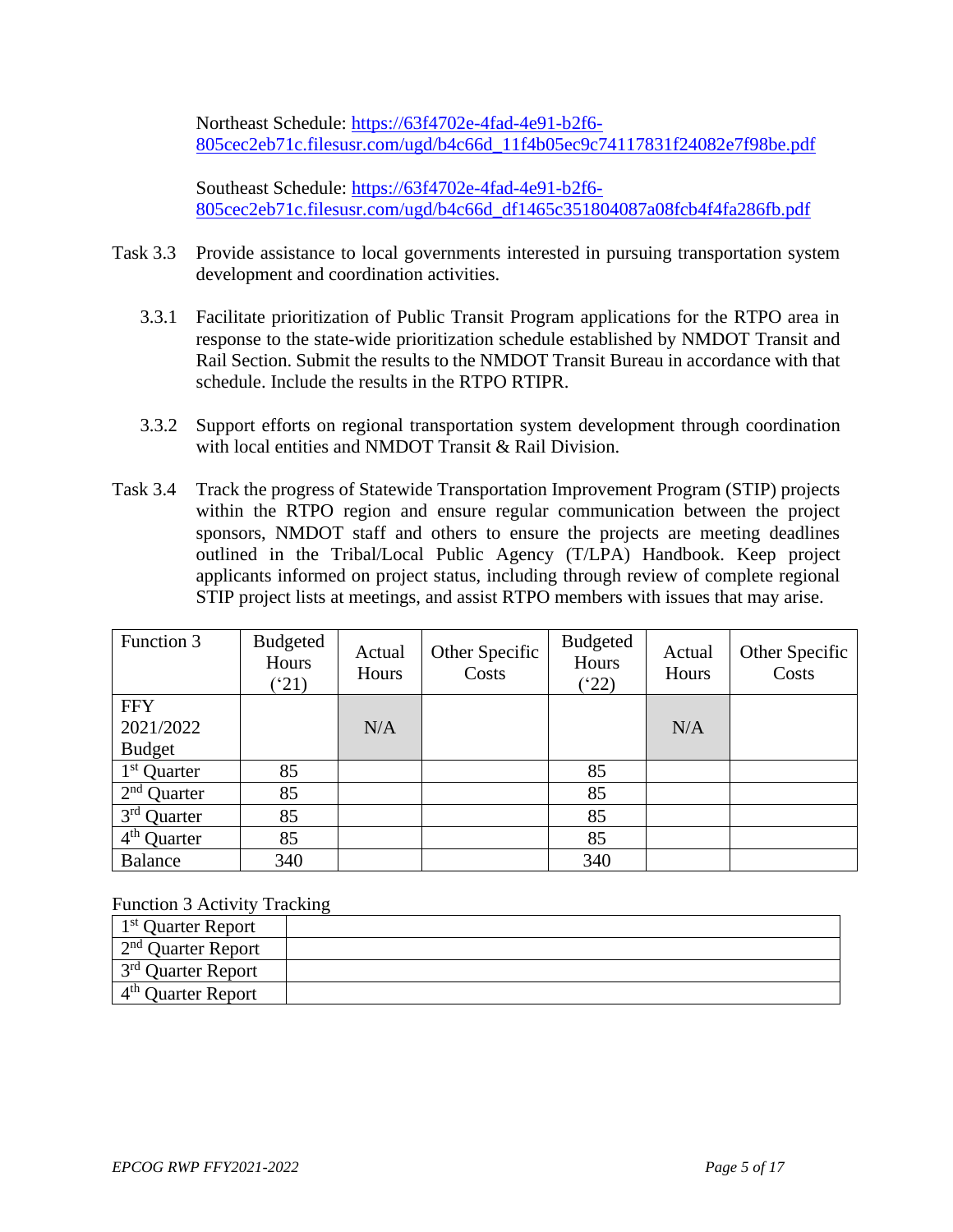Northeast Schedule: [https://63f4702e-4fad-4e91-b2f6-805cec2eb71c.filesusr.com/ugd/b4c66d_11f4b05ec9c74117831f24082e7f98be.pdf](https://63f4702e-4fad-4e91-b2f6-805cec2eb71c.filesusr.com/ugd/b4c66d_11f4b05ec9c74117831f24082e7f98be.pdf)

Southeast Schedule: [https://63f4702e-4fad-4e91-b2f6-805cec2eb71c.filesusr.com/ugd/b4c66d_df1465c351804087a08fcb4f4fa286fb.pdf](https://63f4702e-4fad-4e91-b2f6-805cec2eb71c.filesusr.com/ugd/b4c66d_df1465c351804087a08fcb4f4fa286fb.pdf)

Task 3.3 Provide assistance to local governments interested in pursuing transportation system development and coordination activities.

3.3.1 Facilitate prioritization of Public Transit Program applications for the RTPO area in response to the state-wide prioritization schedule established by NMDOT Transit and Rail Section. Submit the results to the NMDOT Transit Bureau in accordance with that schedule. Include the results in the RTPO RTIPR.

3.3.2 Support efforts on regional transportation system development through coordination with local entities and NMDOT Transit & Rail Division.

Task 3.4 Track the progress of Statewide Transportation Improvement Program (STIP) projects within the RTPO region and ensure regular communication between the project sponsors, NMDOT staff and others to ensure the projects are meeting deadlines outlined in the Tribal/Local Public Agency (T/LPA) Handbook. Keep project applicants informed on project status, including through review of complete regional STIP project lists at meetings, and assist RTPO members with issues that may arise.

| Function 3 | Budgeted Hours ('21) | Actual Hours | Other Specific Costs | Budgeted Hours ('22) | Actual Hours | Other Specific Costs |
|---|---|---|---|---|---|---|
| FFY 2021/2022 Budget | | N/A | | | N/A | |
| 1st Quarter | 85 | | | 85 | | |
| 2nd Quarter | 85 | | | 85 | | |
| 3rd Quarter | 85 | | | 85 | | |
| 4th Quarter | 85 | | | 85 | | |
| Balance | 340 | | | 340 | | |

Function 3 Activity Tracking

| | |
|---|---|
| 1st Quarter Report | |
| 2nd Quarter Report | |
| 3rd Quarter Report | |
| 4th Quarter Report | |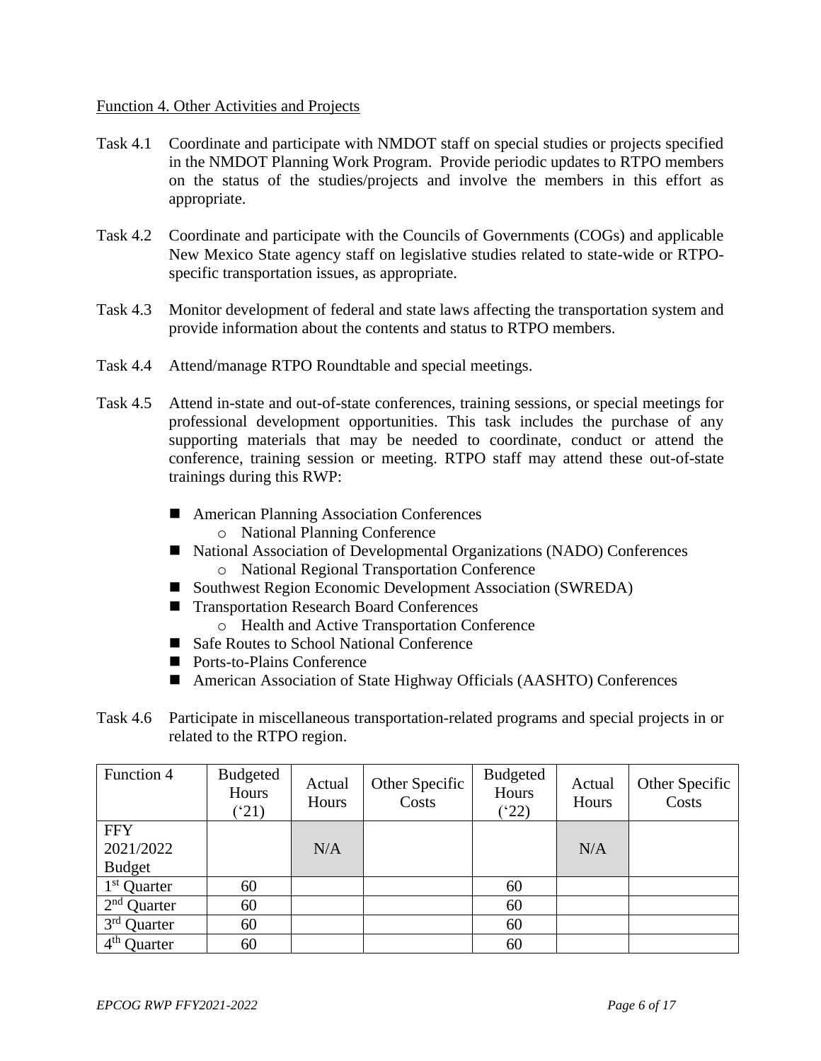## Function 4. Other Activities and Projects

Task 4.1 Coordinate and participate with NMDOT staff on special studies or projects specified in the NMDOT Planning Work Program. Provide periodic updates to RTPO members on the status of the studies/projects and involve the members in this effort as appropriate.

Task 4.2 Coordinate and participate with the Councils of Governments (COGs) and applicable New Mexico State agency staff on legislative studies related to state-wide or RTPO-specific transportation issues, as appropriate.

Task 4.3 Monitor development of federal and state laws affecting the transportation system and provide information about the contents and status to RTPO members.

Task 4.4 Attend/manage RTPO Roundtable and special meetings.

Task 4.5 Attend in-state and out-of-state conferences, training sessions, or special meetings for professional development opportunities. This task includes the purchase of any supporting materials that may be needed to coordinate, conduct or attend the conference, training session or meeting. RTPO staff may attend these out-of-state trainings during this RWP:

- American Planning Association Conferences
  - National Planning Conference
- National Association of Developmental Organizations (NADO) Conferences
  - National Regional Transportation Conference
- Southwest Region Economic Development Association (SWREDA)
- Transportation Research Board Conferences
  - Health and Active Transportation Conference
- Safe Routes to School National Conference
- Ports-to-Plains Conference
- American Association of State Highway Officials (AASHTO) Conferences

Task 4.6 Participate in miscellaneous transportation-related programs and special projects in or related to the RTPO region.

| Function 4 | Budgeted Hours ('21) | Actual Hours | Other Specific Costs | Budgeted Hours ('22) | Actual Hours | Other Specific Costs |
|---|---|---|---|---|---|---|
| FFY 2021/2022 Budget | | N/A | | | N/A | |
| 1st Quarter | 60 | | | 60 | | |
| 2nd Quarter | 60 | | | 60 | | |
| 3rd Quarter | 60 | | | 60 | | |
| 4th Quarter | 60 | | | 60 | | |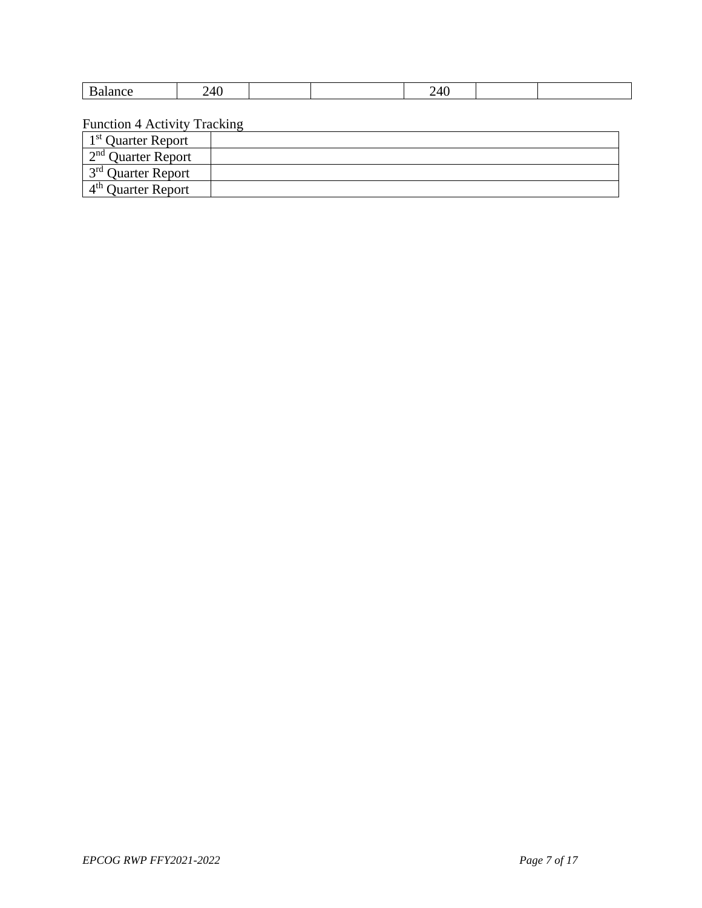| Balance | 240 | | | 240 | | |
|---|---|---|---|---|---|---|

Function 4 Activity Tracking

| 1st Quarter Report | |
|---|---|
| 2nd Quarter Report | |
| 3rd Quarter Report | |
| 4th Quarter Report | |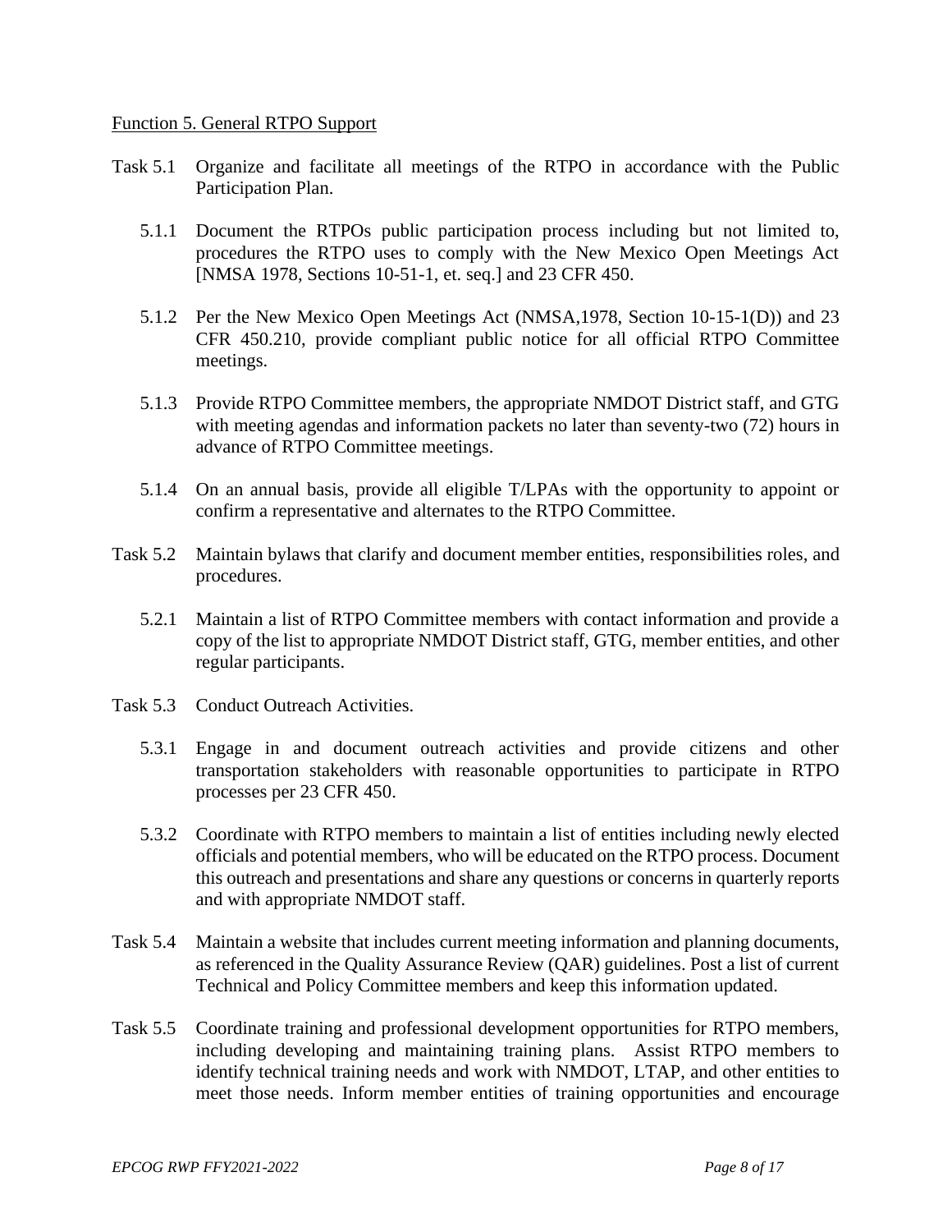Function 5. General RTPO Support

Task 5.1 Organize and facilitate all meetings of the RTPO in accordance with the Public Participation Plan.

5.1.1 Document the RTPOs public participation process including but not limited to, procedures the RTPO uses to comply with the New Mexico Open Meetings Act [NMSA 1978, Sections 10-51-1, et. seq.] and 23 CFR 450.

5.1.2 Per the New Mexico Open Meetings Act (NMSA,1978, Section 10-15-1(D)) and 23 CFR 450.210, provide compliant public notice for all official RTPO Committee meetings.

5.1.3 Provide RTPO Committee members, the appropriate NMDOT District staff, and GTG with meeting agendas and information packets no later than seventy-two (72) hours in advance of RTPO Committee meetings.

5.1.4 On an annual basis, provide all eligible T/LPAs with the opportunity to appoint or confirm a representative and alternates to the RTPO Committee.

Task 5.2 Maintain bylaws that clarify and document member entities, responsibilities roles, and procedures.

5.2.1 Maintain a list of RTPO Committee members with contact information and provide a copy of the list to appropriate NMDOT District staff, GTG, member entities, and other regular participants.

Task 5.3 Conduct Outreach Activities.

5.3.1 Engage in and document outreach activities and provide citizens and other transportation stakeholders with reasonable opportunities to participate in RTPO processes per 23 CFR 450.

5.3.2 Coordinate with RTPO members to maintain a list of entities including newly elected officials and potential members, who will be educated on the RTPO process. Document this outreach and presentations and share any questions or concerns in quarterly reports and with appropriate NMDOT staff.

Task 5.4 Maintain a website that includes current meeting information and planning documents, as referenced in the Quality Assurance Review (QAR) guidelines. Post a list of current Technical and Policy Committee members and keep this information updated.

Task 5.5 Coordinate training and professional development opportunities for RTPO members, including developing and maintaining training plans. Assist RTPO members to identify technical training needs and work with NMDOT, LTAP, and other entities to meet those needs. Inform member entities of training opportunities and encourage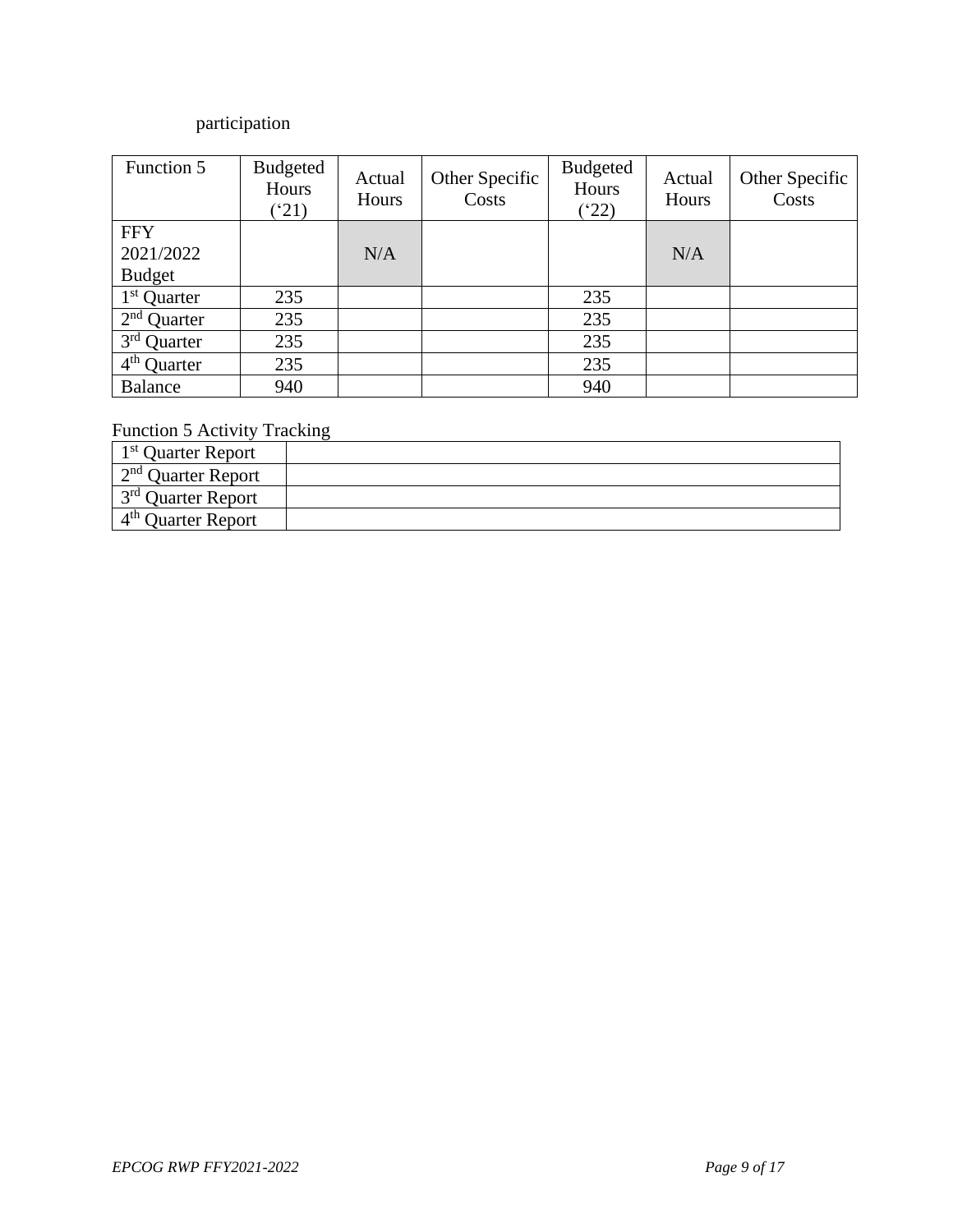participation

| Function 5 | Budgeted Hours ('21) | Actual Hours | Other Specific Costs | Budgeted Hours ('22) | Actual Hours | Other Specific Costs |
|---|---|---|---|---|---|---|
| FFY 2021/2022 Budget | | N/A | | | N/A | |
| 1st Quarter | 235 | | | 235 | | |
| 2nd Quarter | 235 | | | 235 | | |
| 3rd Quarter | 235 | | | 235 | | |
| 4th Quarter | 235 | | | 235 | | |
| Balance | 940 | | | 940 | | |

Function 5 Activity Tracking

| | |
|---|---|
| 1st Quarter Report | |
| 2nd Quarter Report | |
| 3rd Quarter Report | |
| 4th Quarter Report | |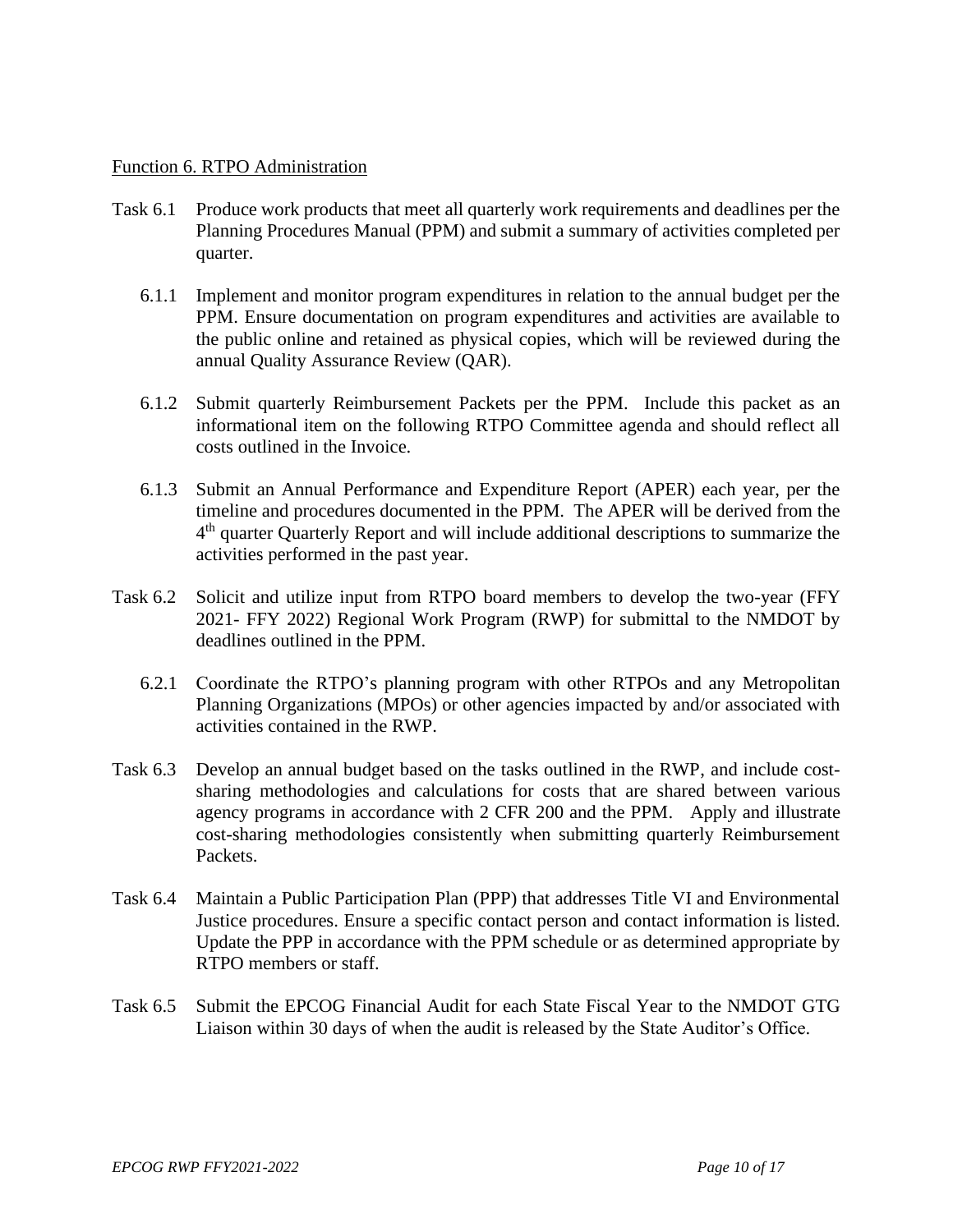## Function 6. RTPO Administration

Task 6.1 Produce work products that meet all quarterly work requirements and deadlines per the Planning Procedures Manual (PPM) and submit a summary of activities completed per quarter.

6.1.1 Implement and monitor program expenditures in relation to the annual budget per the PPM. Ensure documentation on program expenditures and activities are available to the public online and retained as physical copies, which will be reviewed during the annual Quality Assurance Review (QAR).

6.1.2 Submit quarterly Reimbursement Packets per the PPM. Include this packet as an informational item on the following RTPO Committee agenda and should reflect all costs outlined in the Invoice.

6.1.3 Submit an Annual Performance and Expenditure Report (APER) each year, per the timeline and procedures documented in the PPM. The APER will be derived from the 4th quarter Quarterly Report and will include additional descriptions to summarize the activities performed in the past year.

Task 6.2 Solicit and utilize input from RTPO board members to develop the two-year (FFY 2021- FFY 2022) Regional Work Program (RWP) for submittal to the NMDOT by deadlines outlined in the PPM.

6.2.1 Coordinate the RTPO's planning program with other RTPOs and any Metropolitan Planning Organizations (MPOs) or other agencies impacted by and/or associated with activities contained in the RWP.

Task 6.3 Develop an annual budget based on the tasks outlined in the RWP, and include cost-sharing methodologies and calculations for costs that are shared between various agency programs in accordance with 2 CFR 200 and the PPM. Apply and illustrate cost-sharing methodologies consistently when submitting quarterly Reimbursement Packets.

Task 6.4 Maintain a Public Participation Plan (PPP) that addresses Title VI and Environmental Justice procedures. Ensure a specific contact person and contact information is listed. Update the PPP in accordance with the PPM schedule or as determined appropriate by RTPO members or staff.

Task 6.5 Submit the EPCOG Financial Audit for each State Fiscal Year to the NMDOT GTG Liaison within 30 days of when the audit is released by the State Auditor's Office.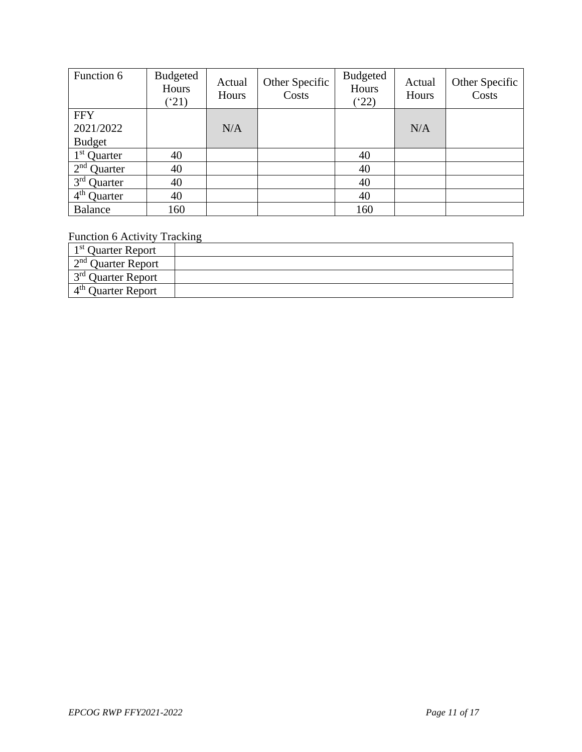| Function 6 | Budgeted Hours ('21) | Actual Hours | Other Specific Costs | Budgeted Hours ('22) | Actual Hours | Other Specific Costs |
|---|---|---|---|---|---|---|
| FFY 2021/2022 Budget | | N/A | | | N/A | |
| 1st Quarter | 40 | | | 40 | | |
| 2nd Quarter | 40 | | | 40 | | |
| 3rd Quarter | 40 | | | 40 | | |
| 4th Quarter | 40 | | | 40 | | |
| Balance | 160 | | | 160 | | |

Function 6 Activity Tracking

| | |
|---|---|
| 1st Quarter Report | |
| 2nd Quarter Report | |
| 3rd Quarter Report | |
| 4th Quarter Report | |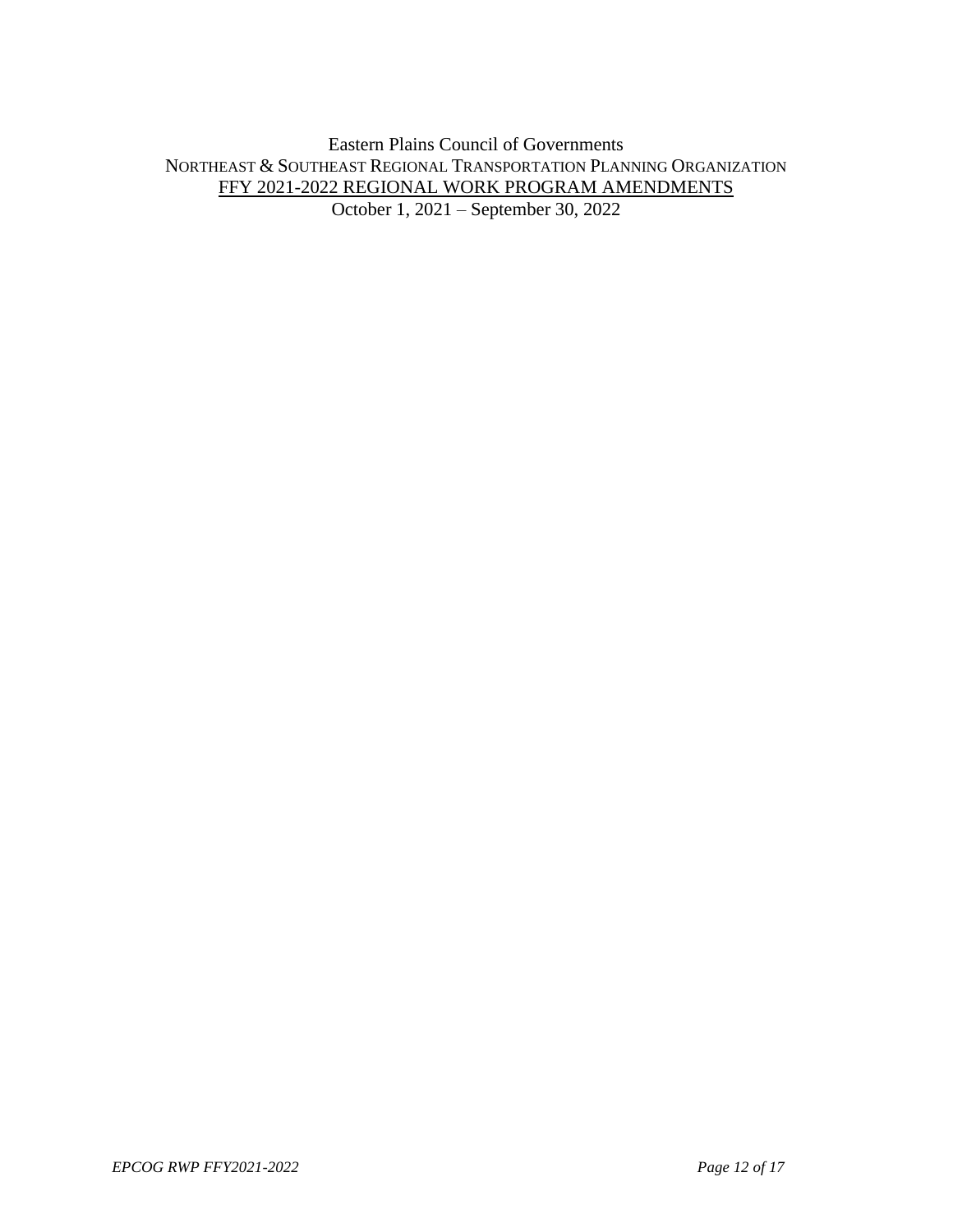Eastern Plains Council of Governments

NORTHEAST & SOUTHEAST REGIONAL TRANSPORTATION PLANNING ORGANIZATION

FFY 2021-2022 REGIONAL WORK PROGRAM AMENDMENTS

October 1, 2021 – September 30, 2022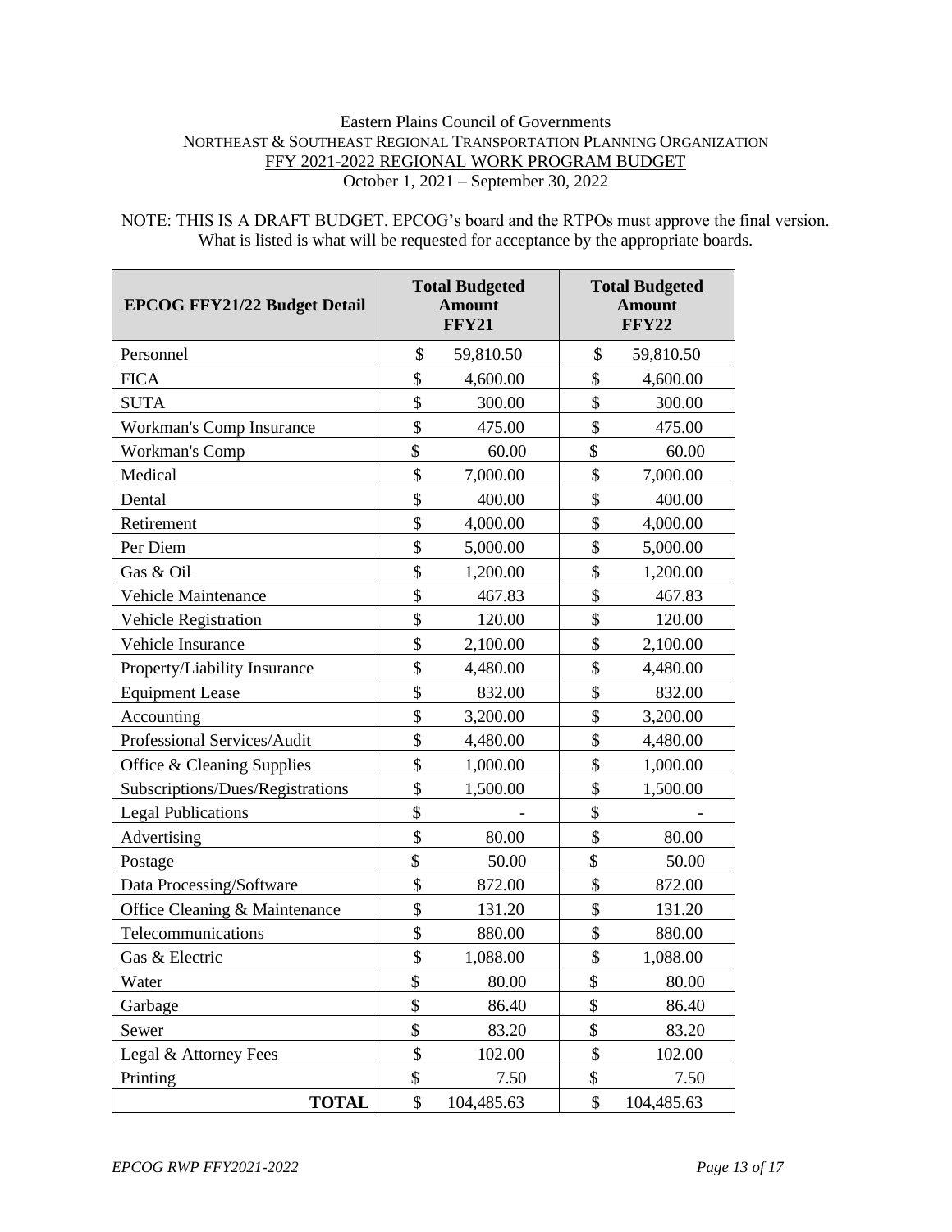Eastern Plains Council of Governments

NORTHEAST & SOUTHEAST REGIONAL TRANSPORTATION PLANNING ORGANIZATION

FFY 2021-2022 REGIONAL WORK PROGRAM BUDGET

October 1, 2021 – September 30, 2022

NOTE: THIS IS A DRAFT BUDGET. EPCOG's board and the RTPOs must approve the final version. What is listed is what will be requested for acceptance by the appropriate boards.

| EPCOG FFY21/22 Budget Detail | Total Budgeted Amount FFY21 | Total Budgeted Amount FFY22 |
|---|---|---|
| Personnel | $ 59,810.50 | $ 59,810.50 |
| FICA | $ 4,600.00 | $ 4,600.00 |
| SUTA | $ 300.00 | $ 300.00 |
| Workman's Comp Insurance | $ 475.00 | $ 475.00 |
| Workman's Comp | $ 60.00 | $ 60.00 |
| Medical | $ 7,000.00 | $ 7,000.00 |
| Dental | $ 400.00 | $ 400.00 |
| Retirement | $ 4,000.00 | $ 4,000.00 |
| Per Diem | $ 5,000.00 | $ 5,000.00 |
| Gas & Oil | $ 1,200.00 | $ 1,200.00 |
| Vehicle Maintenance | $ 467.83 | $ 467.83 |
| Vehicle Registration | $ 120.00 | $ 120.00 |
| Vehicle Insurance | $ 2,100.00 | $ 2,100.00 |
| Property/Liability Insurance | $ 4,480.00 | $ 4,480.00 |
| Equipment Lease | $ 832.00 | $ 832.00 |
| Accounting | $ 3,200.00 | $ 3,200.00 |
| Professional Services/Audit | $ 4,480.00 | $ 4,480.00 |
| Office & Cleaning Supplies | $ 1,000.00 | $ 1,000.00 |
| Subscriptions/Dues/Registrations | $ 1,500.00 | $ 1,500.00 |
| Legal Publications | $ - | $ - |
| Advertising | $ 80.00 | $ 80.00 |
| Postage | $ 50.00 | $ 50.00 |
| Data Processing/Software | $ 872.00 | $ 872.00 |
| Office Cleaning & Maintenance | $ 131.20 | $ 131.20 |
| Telecommunications | $ 880.00 | $ 880.00 |
| Gas & Electric | $ 1,088.00 | $ 1,088.00 |
| Water | $ 80.00 | $ 80.00 |
| Garbage | $ 86.40 | $ 86.40 |
| Sewer | $ 83.20 | $ 83.20 |
| Legal & Attorney Fees | $ 102.00 | $ 102.00 |
| Printing | $ 7.50 | $ 7.50 |
| **TOTAL** | $ 104,485.63 | $ 104,485.63 |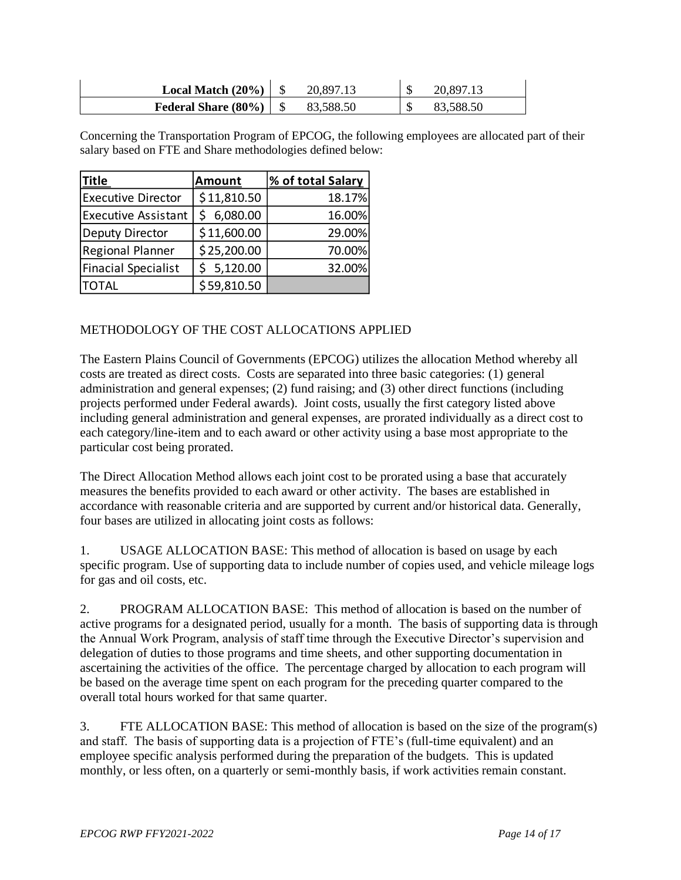| | | |
|---|---|---|
| **Local Match (20%)** | $ 20,897.13 | $ 20,897.13 |
| **Federal Share (80%)** | $ 83,588.50 | $ 83,588.50 |

Concerning the Transportation Program of EPCOG, the following employees are allocated part of their salary based on FTE and Share methodologies defined below:

| Title | Amount | % of total Salary |
|---|---|---|
| Executive Director | $ 11,810.50 | 18.17% |
| Executive Assistant | $ 6,080.00 | 16.00% |
| Deputy Director | $ 11,600.00 | 29.00% |
| Regional Planner | $ 25,200.00 | 70.00% |
| Finacial Specialist | $ 5,120.00 | 32.00% |
| TOTAL | $ 59,810.50 | |

METHODOLOGY OF THE COST ALLOCATIONS APPLIED

The Eastern Plains Council of Governments (EPCOG) utilizes the allocation Method whereby all costs are treated as direct costs. Costs are separated into three basic categories: (1) general administration and general expenses; (2) fund raising; and (3) other direct functions (including projects performed under Federal awards). Joint costs, usually the first category listed above including general administration and general expenses, are prorated individually as a direct cost to each category/line-item and to each award or other activity using a base most appropriate to the particular cost being prorated.

The Direct Allocation Method allows each joint cost to be prorated using a base that accurately measures the benefits provided to each award or other activity. The bases are established in accordance with reasonable criteria and are supported by current and/or historical data. Generally, four bases are utilized in allocating joint costs as follows:

1. USAGE ALLOCATION BASE: This method of allocation is based on usage by each specific program. Use of supporting data to include number of copies used, and vehicle mileage logs for gas and oil costs, etc.

2. PROGRAM ALLOCATION BASE: This method of allocation is based on the number of active programs for a designated period, usually for a month. The basis of supporting data is through the Annual Work Program, analysis of staff time through the Executive Director's supervision and delegation of duties to those programs and time sheets, and other supporting documentation in ascertaining the activities of the office. The percentage charged by allocation to each program will be based on the average time spent on each program for the preceding quarter compared to the overall total hours worked for that same quarter.

3. FTE ALLOCATION BASE: This method of allocation is based on the size of the program(s) and staff. The basis of supporting data is a projection of FTE's (full-time equivalent) and an employee specific analysis performed during the preparation of the budgets. This is updated monthly, or less often, on a quarterly or semi-monthly basis, if work activities remain constant.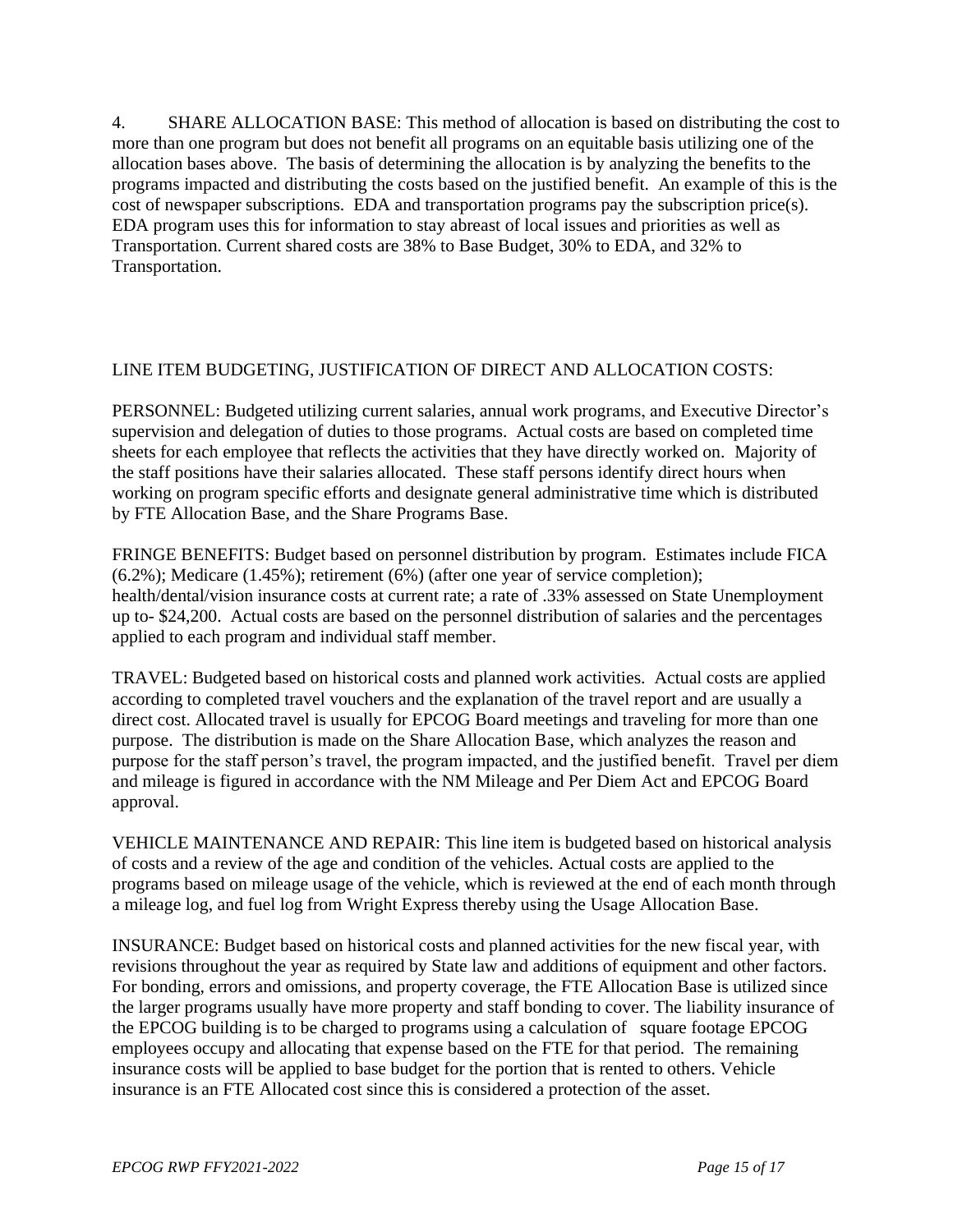4. SHARE ALLOCATION BASE: This method of allocation is based on distributing the cost to more than one program but does not benefit all programs on an equitable basis utilizing one of the allocation bases above. The basis of determining the allocation is by analyzing the benefits to the programs impacted and distributing the costs based on the justified benefit. An example of this is the cost of newspaper subscriptions. EDA and transportation programs pay the subscription price(s). EDA program uses this for information to stay abreast of local issues and priorities as well as Transportation. Current shared costs are 38% to Base Budget, 30% to EDA, and 32% to Transportation.

LINE ITEM BUDGETING, JUSTIFICATION OF DIRECT AND ALLOCATION COSTS:

PERSONNEL: Budgeted utilizing current salaries, annual work programs, and Executive Director's supervision and delegation of duties to those programs. Actual costs are based on completed time sheets for each employee that reflects the activities that they have directly worked on. Majority of the staff positions have their salaries allocated. These staff persons identify direct hours when working on program specific efforts and designate general administrative time which is distributed by FTE Allocation Base, and the Share Programs Base.

FRINGE BENEFITS: Budget based on personnel distribution by program. Estimates include FICA (6.2%); Medicare (1.45%); retirement (6%) (after one year of service completion); health/dental/vision insurance costs at current rate; a rate of .33% assessed on State Unemployment up to- $24,200. Actual costs are based on the personnel distribution of salaries and the percentages applied to each program and individual staff member.

TRAVEL: Budgeted based on historical costs and planned work activities. Actual costs are applied according to completed travel vouchers and the explanation of the travel report and are usually a direct cost. Allocated travel is usually for EPCOG Board meetings and traveling for more than one purpose. The distribution is made on the Share Allocation Base, which analyzes the reason and purpose for the staff person's travel, the program impacted, and the justified benefit. Travel per diem and mileage is figured in accordance with the NM Mileage and Per Diem Act and EPCOG Board approval.

VEHICLE MAINTENANCE AND REPAIR: This line item is budgeted based on historical analysis of costs and a review of the age and condition of the vehicles. Actual costs are applied to the programs based on mileage usage of the vehicle, which is reviewed at the end of each month through a mileage log, and fuel log from Wright Express thereby using the Usage Allocation Base.

INSURANCE: Budget based on historical costs and planned activities for the new fiscal year, with revisions throughout the year as required by State law and additions of equipment and other factors. For bonding, errors and omissions, and property coverage, the FTE Allocation Base is utilized since the larger programs usually have more property and staff bonding to cover. The liability insurance of the EPCOG building is to be charged to programs using a calculation of square footage EPCOG employees occupy and allocating that expense based on the FTE for that period. The remaining insurance costs will be applied to base budget for the portion that is rented to others. Vehicle insurance is an FTE Allocated cost since this is considered a protection of the asset.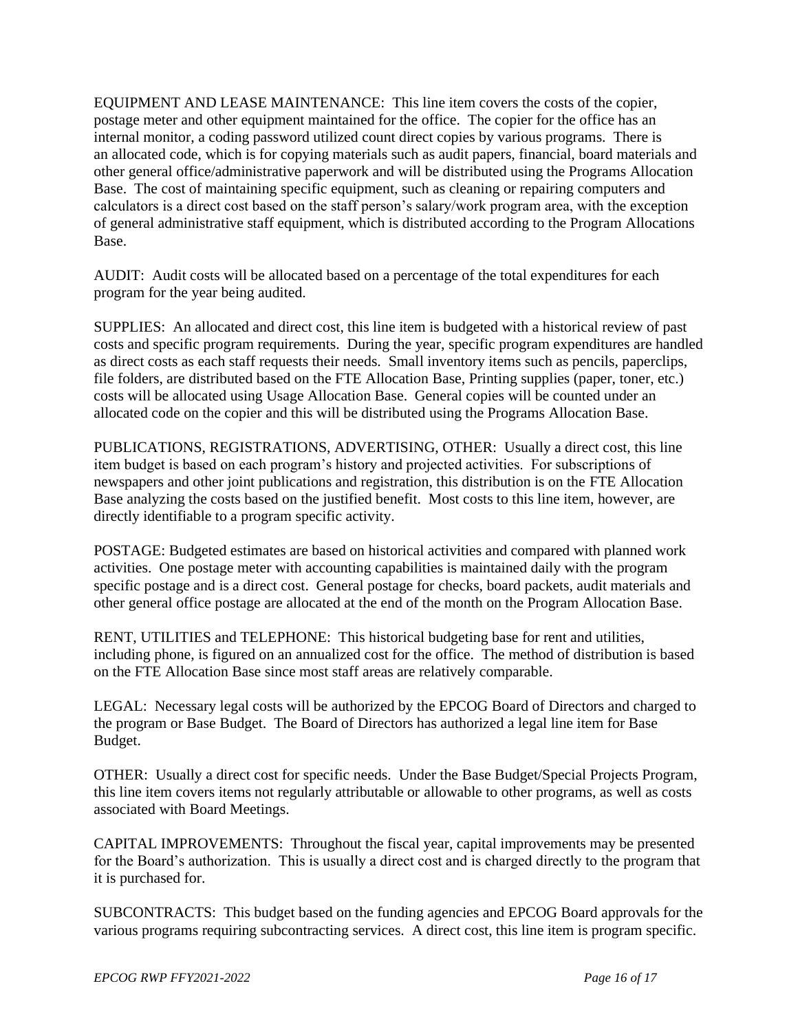EQUIPMENT AND LEASE MAINTENANCE: This line item covers the costs of the copier, postage meter and other equipment maintained for the office. The copier for the office has an internal monitor, a coding password utilized count direct copies by various programs. There is an allocated code, which is for copying materials such as audit papers, financial, board materials and other general office/administrative paperwork and will be distributed using the Programs Allocation Base. The cost of maintaining specific equipment, such as cleaning or repairing computers and calculators is a direct cost based on the staff person's salary/work program area, with the exception of general administrative staff equipment, which is distributed according to the Program Allocations Base.

AUDIT: Audit costs will be allocated based on a percentage of the total expenditures for each program for the year being audited.

SUPPLIES: An allocated and direct cost, this line item is budgeted with a historical review of past costs and specific program requirements. During the year, specific program expenditures are handled as direct costs as each staff requests their needs. Small inventory items such as pencils, paperclips, file folders, are distributed based on the FTE Allocation Base, Printing supplies (paper, toner, etc.) costs will be allocated using Usage Allocation Base. General copies will be counted under an allocated code on the copier and this will be distributed using the Programs Allocation Base.

PUBLICATIONS, REGISTRATIONS, ADVERTISING, OTHER: Usually a direct cost, this line item budget is based on each program's history and projected activities. For subscriptions of newspapers and other joint publications and registration, this distribution is on the FTE Allocation Base analyzing the costs based on the justified benefit. Most costs to this line item, however, are directly identifiable to a program specific activity.

POSTAGE: Budgeted estimates are based on historical activities and compared with planned work activities. One postage meter with accounting capabilities is maintained daily with the program specific postage and is a direct cost. General postage for checks, board packets, audit materials and other general office postage are allocated at the end of the month on the Program Allocation Base.

RENT, UTILITIES and TELEPHONE: This historical budgeting base for rent and utilities, including phone, is figured on an annualized cost for the office. The method of distribution is based on the FTE Allocation Base since most staff areas are relatively comparable.

LEGAL: Necessary legal costs will be authorized by the EPCOG Board of Directors and charged to the program or Base Budget. The Board of Directors has authorized a legal line item for Base Budget.

OTHER: Usually a direct cost for specific needs. Under the Base Budget/Special Projects Program, this line item covers items not regularly attributable or allowable to other programs, as well as costs associated with Board Meetings.

CAPITAL IMPROVEMENTS: Throughout the fiscal year, capital improvements may be presented for the Board's authorization. This is usually a direct cost and is charged directly to the program that it is purchased for.

SUBCONTRACTS: This budget based on the funding agencies and EPCOG Board approvals for the various programs requiring subcontracting services. A direct cost, this line item is program specific.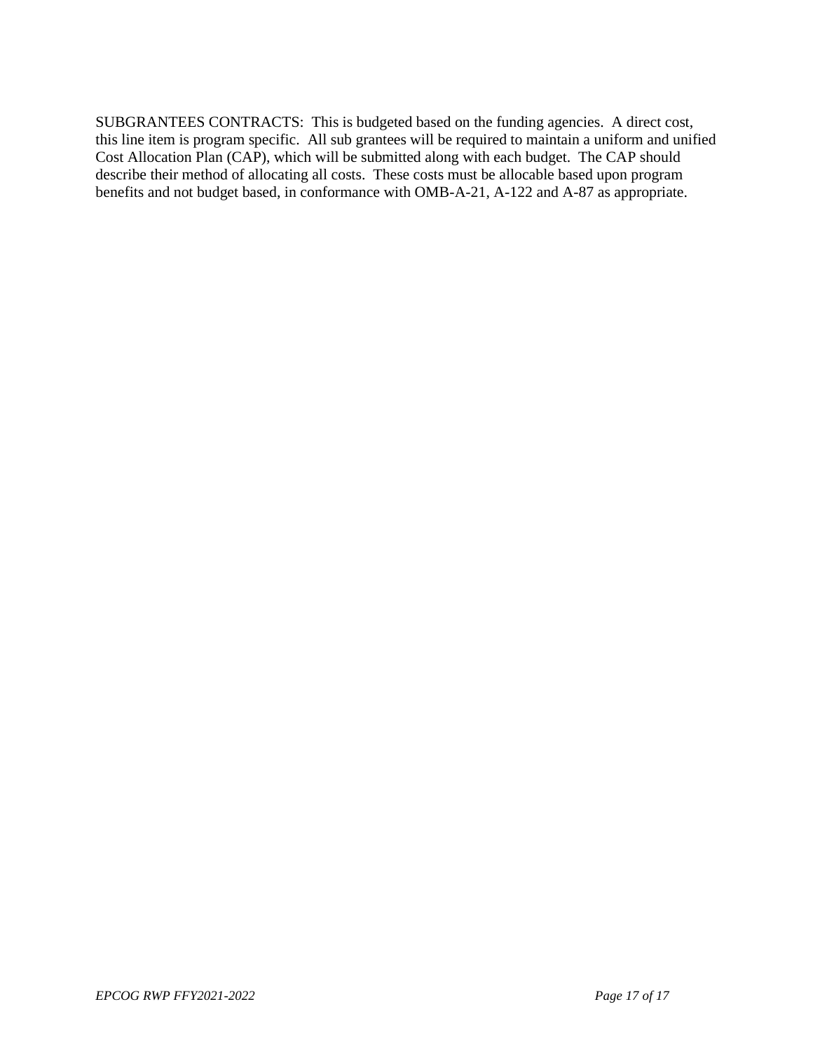SUBGRANTEES CONTRACTS: This is budgeted based on the funding agencies. A direct cost, this line item is program specific. All sub grantees will be required to maintain a uniform and unified Cost Allocation Plan (CAP), which will be submitted along with each budget. The CAP should describe their method of allocating all costs. These costs must be allocable based upon program benefits and not budget based, in conformance with OMB-A-21, A-122 and A-87 as appropriate.